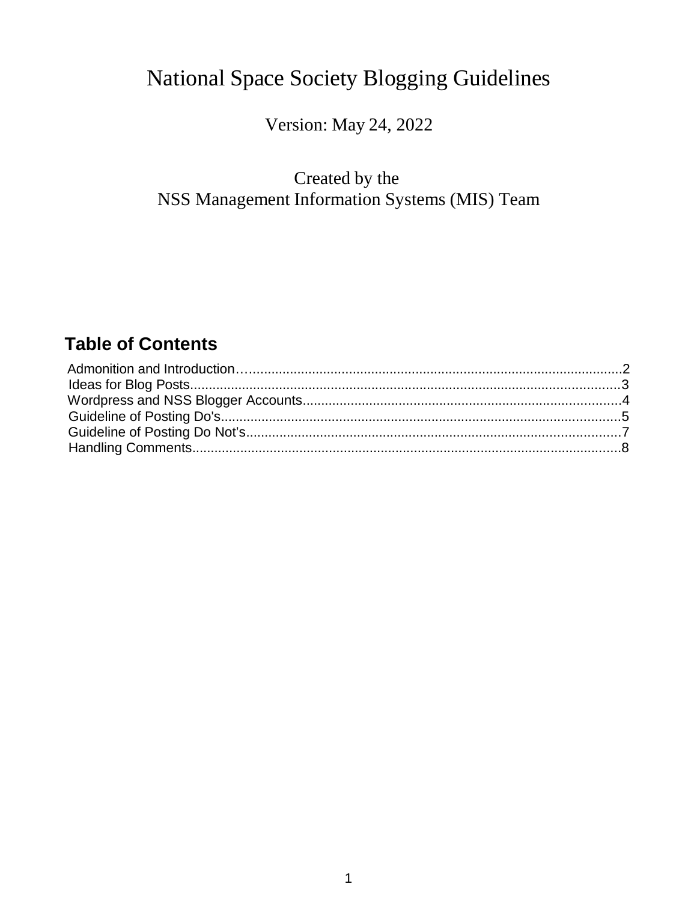# National Space Society Blogging Guidelines

Version: May 24, 2022

Created by the
NSS Management Information Systems (MIS) Team

## Table of Contents

Admonition and Introduction…....................................................................................................2
Ideas for Blog Posts....................................................................................................................3
Wordpress and NSS Blogger Accounts......................................................................................4
Guideline of Posting Do's............................................................................................................5
Guideline of Posting Do Not’s.....................................................................................................7
Handling Comments....................................................................................................................8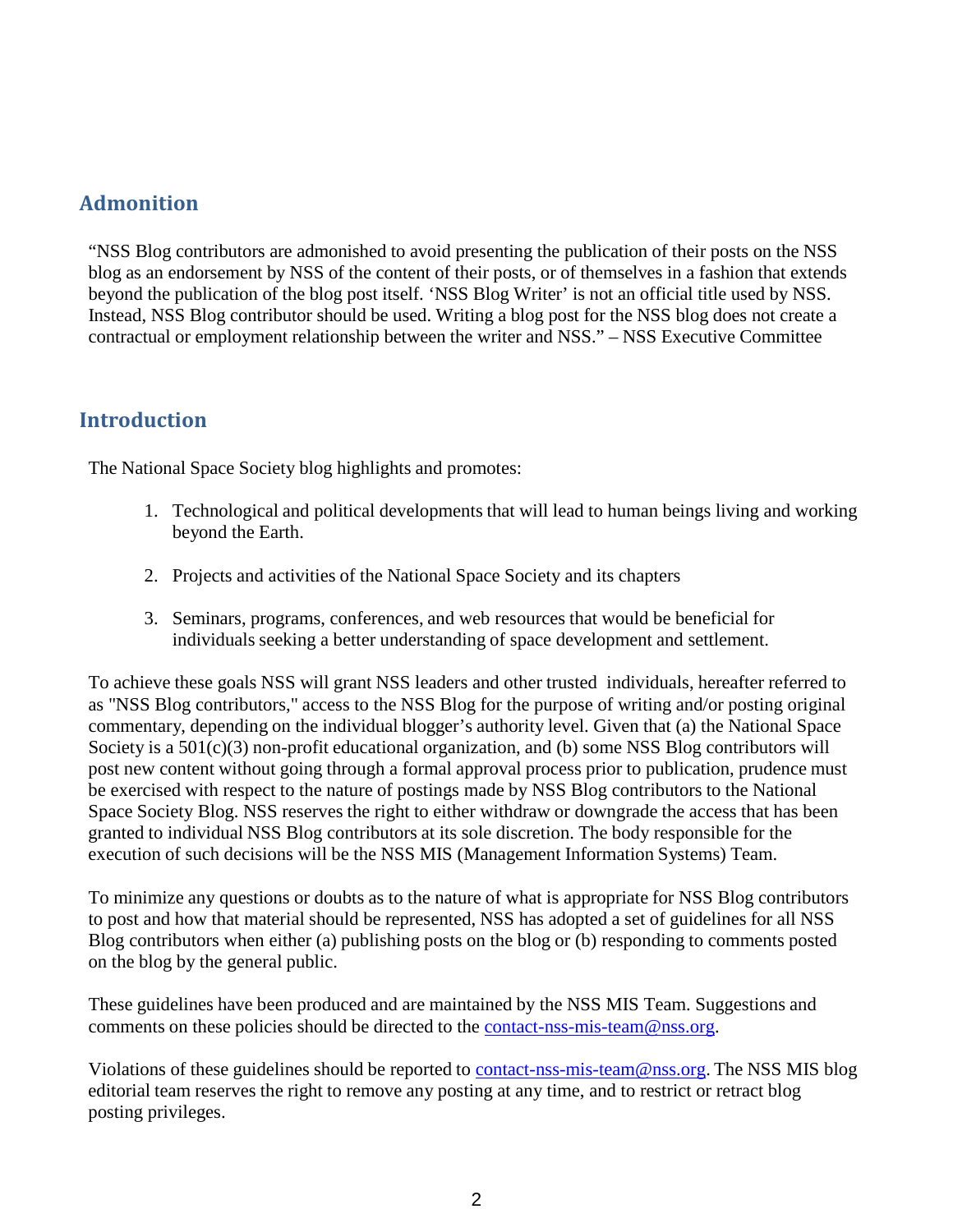## Admonition

"NSS Blog contributors are admonished to avoid presenting the publication of their posts on the NSS blog as an endorsement by NSS of the content of their posts, or of themselves in a fashion that extends beyond the publication of the blog post itself. 'NSS Blog Writer' is not an official title used by NSS. Instead, NSS Blog contributor should be used. Writing a blog post for the NSS blog does not create a contractual or employment relationship between the writer and NSS." – NSS Executive Committee

## Introduction

The National Space Society blog highlights and promotes:

1. Technological and political developments that will lead to human beings living and working beyond the Earth.
2. Projects and activities of the National Space Society and its chapters
3. Seminars, programs, conferences, and web resources that would be beneficial for individuals seeking a better understanding of space development and settlement.

To achieve these goals NSS will grant NSS leaders and other trusted individuals, hereafter referred to as "NSS Blog contributors," access to the NSS Blog for the purpose of writing and/or posting original commentary, depending on the individual blogger's authority level. Given that (a) the National Space Society is a 501(c)(3) non-profit educational organization, and (b) some NSS Blog contributors will post new content without going through a formal approval process prior to publication, prudence must be exercised with respect to the nature of postings made by NSS Blog contributors to the National Space Society Blog. NSS reserves the right to either withdraw or downgrade the access that has been granted to individual NSS Blog contributors at its sole discretion. The body responsible for the execution of such decisions will be the NSS MIS (Management Information Systems) Team.

To minimize any questions or doubts as to the nature of what is appropriate for NSS Blog contributors to post and how that material should be represented, NSS has adopted a set of guidelines for all NSS Blog contributors when either (a) publishing posts on the blog or (b) responding to comments posted on the blog by the general public.

These guidelines have been produced and are maintained by the NSS MIS Team. Suggestions and comments on these policies should be directed to the contact-nss-mis-team@nss.org.

Violations of these guidelines should be reported to contact-nss-mis-team@nss.org. The NSS MIS blog editorial team reserves the right to remove any posting at any time, and to restrict or retract blog posting privileges.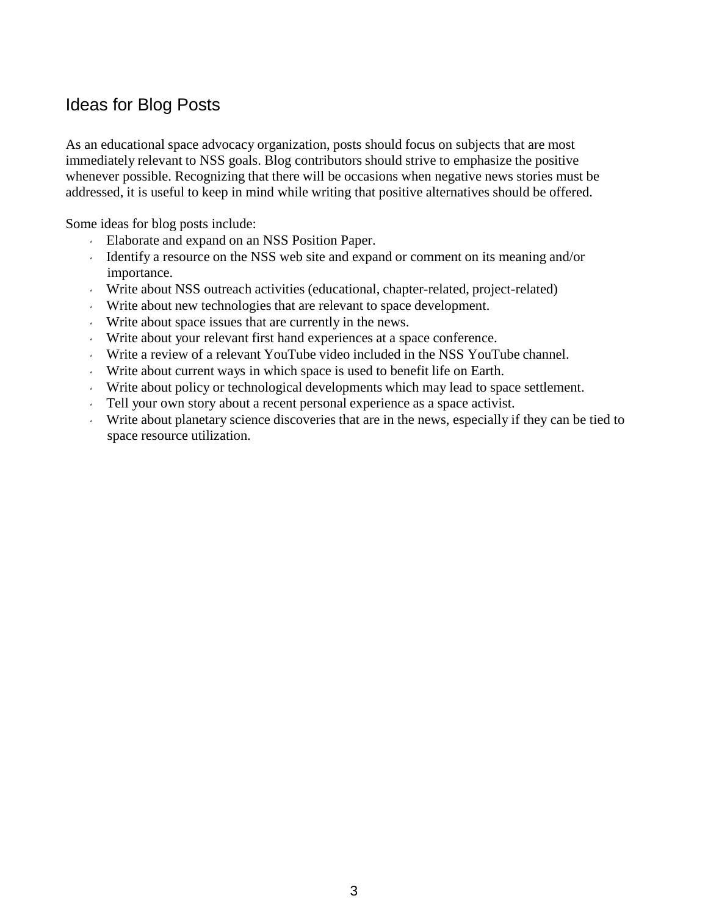## Ideas for Blog Posts

As an educational space advocacy organization, posts should focus on subjects that are most immediately relevant to NSS goals. Blog contributors should strive to emphasize the positive whenever possible. Recognizing that there will be occasions when negative news stories must be addressed, it is useful to keep in mind while writing that positive alternatives should be offered.

Some ideas for blog posts include:

- Elaborate and expand on an NSS Position Paper.
- Identify a resource on the NSS web site and expand or comment on its meaning and/or importance.
- Write about NSS outreach activities (educational, chapter-related, project-related)
- Write about new technologies that are relevant to space development.
- Write about space issues that are currently in the news.
- Write about your relevant first hand experiences at a space conference.
- Write a review of a relevant YouTube video included in the NSS YouTube channel.
- Write about current ways in which space is used to benefit life on Earth.
- Write about policy or technological developments which may lead to space settlement.
- Tell your own story about a recent personal experience as a space activist.
- Write about planetary science discoveries that are in the news, especially if they can be tied to space resource utilization.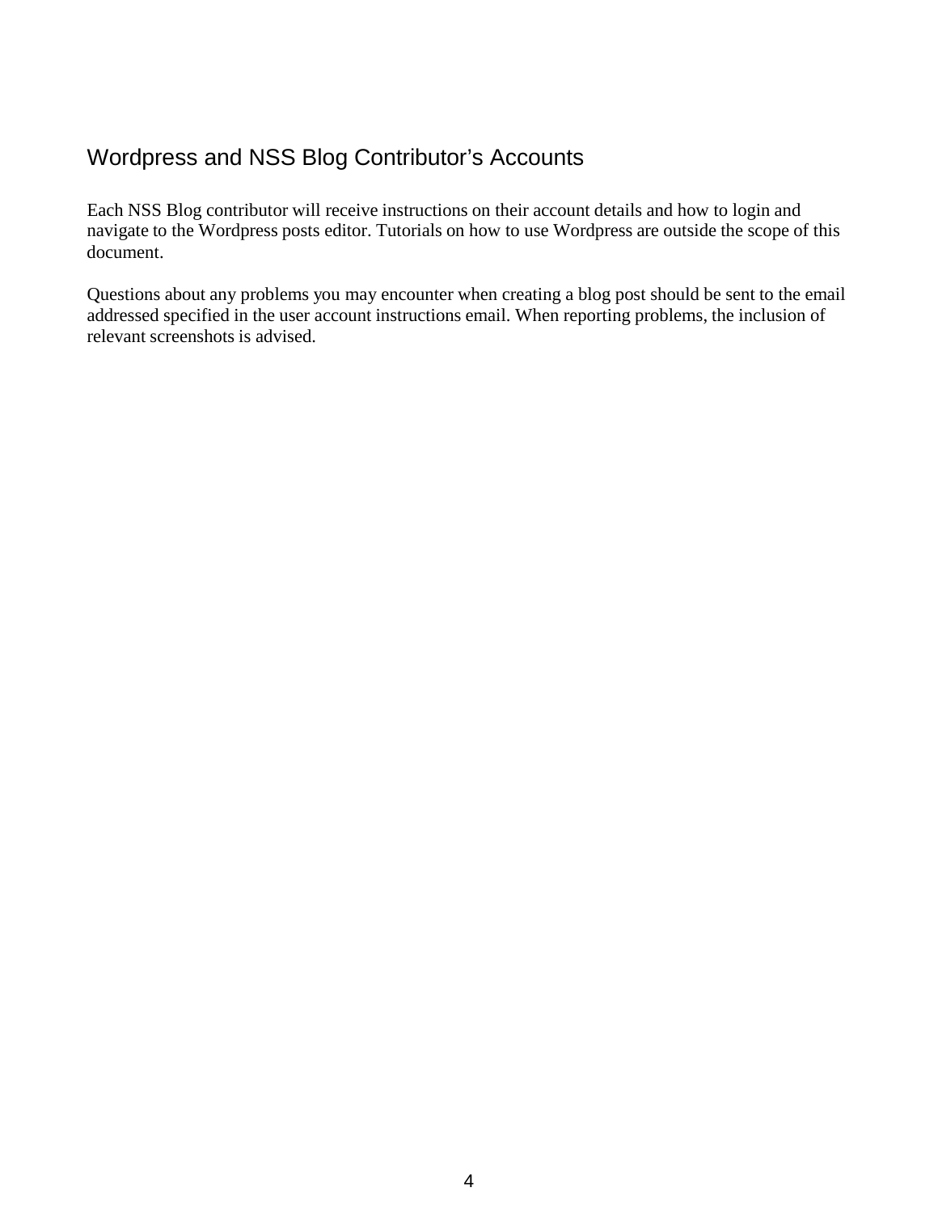## Wordpress and NSS Blog Contributor's Accounts

Each NSS Blog contributor will receive instructions on their account details and how to login and navigate to the Wordpress posts editor. Tutorials on how to use Wordpress are outside the scope of this document.

Questions about any problems you may encounter when creating a blog post should be sent to the email addressed specified in the user account instructions email. When reporting problems, the inclusion of relevant screenshots is advised.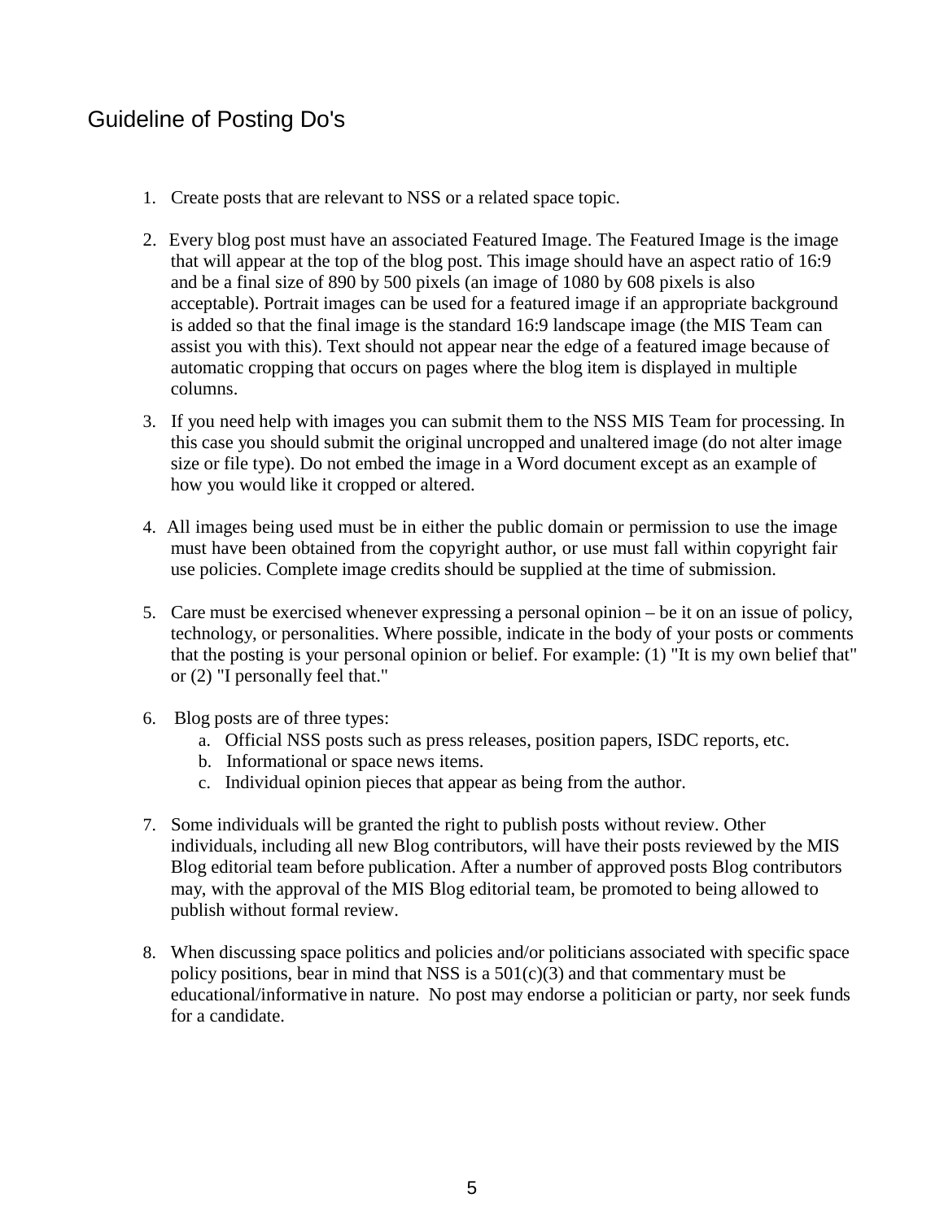## Guideline of Posting Do's

1. Create posts that are relevant to NSS or a related space topic.

2. Every blog post must have an associated Featured Image. The Featured Image is the image that will appear at the top of the blog post. This image should have an aspect ratio of 16:9 and be a final size of 890 by 500 pixels (an image of 1080 by 608 pixels is also acceptable). Portrait images can be used for a featured image if an appropriate background is added so that the final image is the standard 16:9 landscape image (the MIS Team can assist you with this). Text should not appear near the edge of a featured image because of automatic cropping that occurs on pages where the blog item is displayed in multiple columns.

3. If you need help with images you can submit them to the NSS MIS Team for processing. In this case you should submit the original uncropped and unaltered image (do not alter image size or file type). Do not embed the image in a Word document except as an example of how you would like it cropped or altered.

4. All images being used must be in either the public domain or permission to use the image must have been obtained from the copyright author, or use must fall within copyright fair use policies. Complete image credits should be supplied at the time of submission.

5. Care must be exercised whenever expressing a personal opinion – be it on an issue of policy, technology, or personalities. Where possible, indicate in the body of your posts or comments that the posting is your personal opinion or belief. For example: (1) "It is my own belief that" or (2) "I personally feel that."

6. Blog posts are of three types:
   a. Official NSS posts such as press releases, position papers, ISDC reports, etc.
   b. Informational or space news items.
   c. Individual opinion pieces that appear as being from the author.

7. Some individuals will be granted the right to publish posts without review. Other individuals, including all new Blog contributors, will have their posts reviewed by the MIS Blog editorial team before publication. After a number of approved posts Blog contributors may, with the approval of the MIS Blog editorial team, be promoted to being allowed to publish without formal review.

8. When discussing space politics and policies and/or politicians associated with specific space policy positions, bear in mind that NSS is a 501(c)(3) and that commentary must be educational/informative in nature. No post may endorse a politician or party, nor seek funds for a candidate.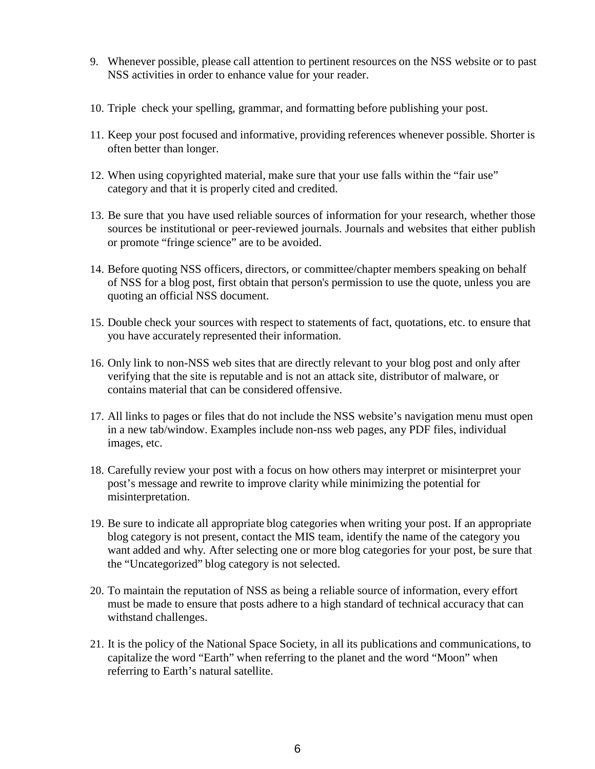9. Whenever possible, please call attention to pertinent resources on the NSS website or to past NSS activities in order to enhance value for your reader.

10. Triple check your spelling, grammar, and formatting before publishing your post.

11. Keep your post focused and informative, providing references whenever possible. Shorter is often better than longer.

12. When using copyrighted material, make sure that your use falls within the "fair use" category and that it is properly cited and credited.

13. Be sure that you have used reliable sources of information for your research, whether those sources be institutional or peer-reviewed journals. Journals and websites that either publish or promote "fringe science" are to be avoided.

14. Before quoting NSS officers, directors, or committee/chapter members speaking on behalf of NSS for a blog post, first obtain that person's permission to use the quote, unless you are quoting an official NSS document.

15. Double check your sources with respect to statements of fact, quotations, etc. to ensure that you have accurately represented their information.

16. Only link to non-NSS web sites that are directly relevant to your blog post and only after verifying that the site is reputable and is not an attack site, distributor of malware, or contains material that can be considered offensive.

17. All links to pages or files that do not include the NSS website's navigation menu must open in a new tab/window. Examples include non-nss web pages, any PDF files, individual images, etc.

18. Carefully review your post with a focus on how others may interpret or misinterpret your post's message and rewrite to improve clarity while minimizing the potential for misinterpretation.

19. Be sure to indicate all appropriate blog categories when writing your post. If an appropriate blog category is not present, contact the MIS team, identify the name of the category you want added and why. After selecting one or more blog categories for your post, be sure that the "Uncategorized" blog category is not selected.

20. To maintain the reputation of NSS as being a reliable source of information, every effort must be made to ensure that posts adhere to a high standard of technical accuracy that can withstand challenges.

21. It is the policy of the National Space Society, in all its publications and communications, to capitalize the word "Earth" when referring to the planet and the word "Moon" when referring to Earth's natural satellite.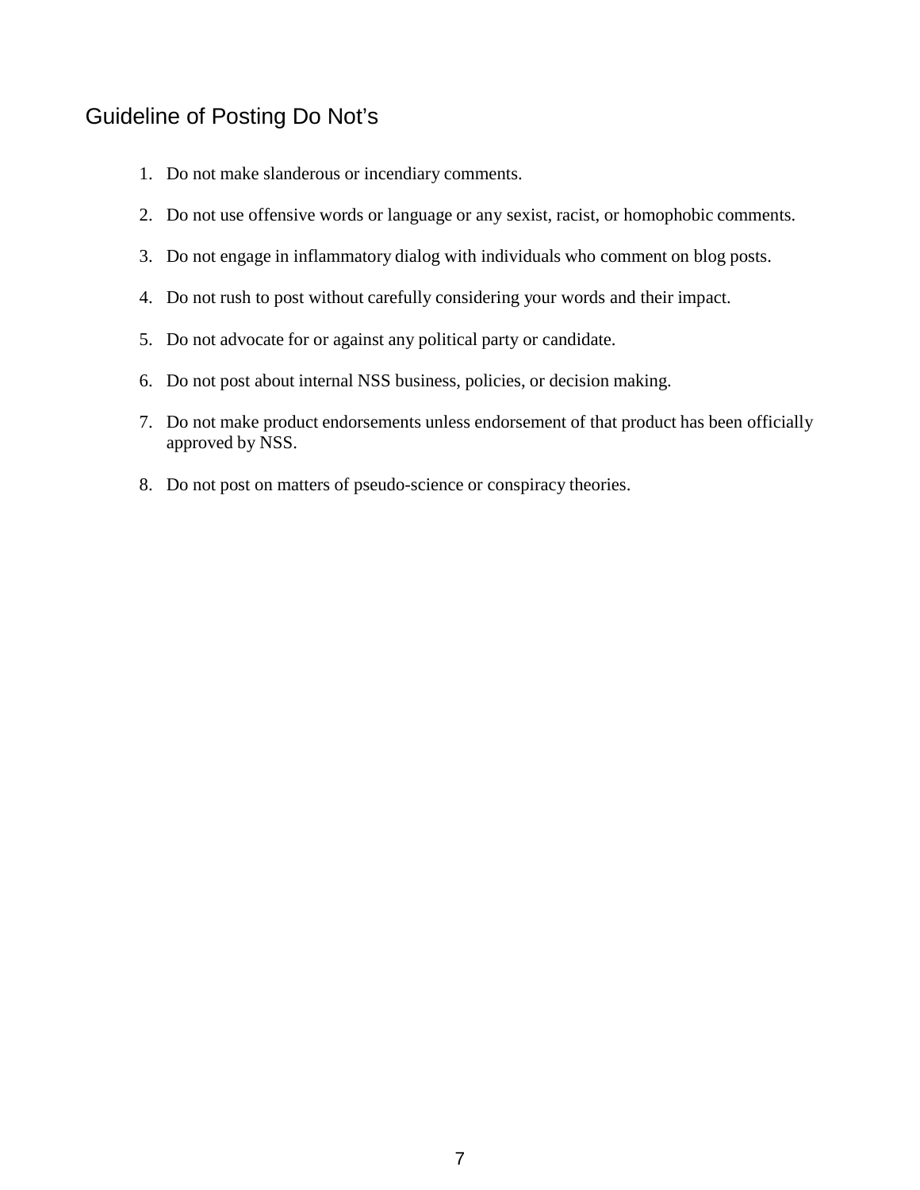## Guideline of Posting Do Not's

1. Do not make slanderous or incendiary comments.
2. Do not use offensive words or language or any sexist, racist, or homophobic comments.
3. Do not engage in inflammatory dialog with individuals who comment on blog posts.
4. Do not rush to post without carefully considering your words and their impact.
5. Do not advocate for or against any political party or candidate.
6. Do not post about internal NSS business, policies, or decision making.
7. Do not make product endorsements unless endorsement of that product has been officially approved by NSS.
8. Do not post on matters of pseudo-science or conspiracy theories.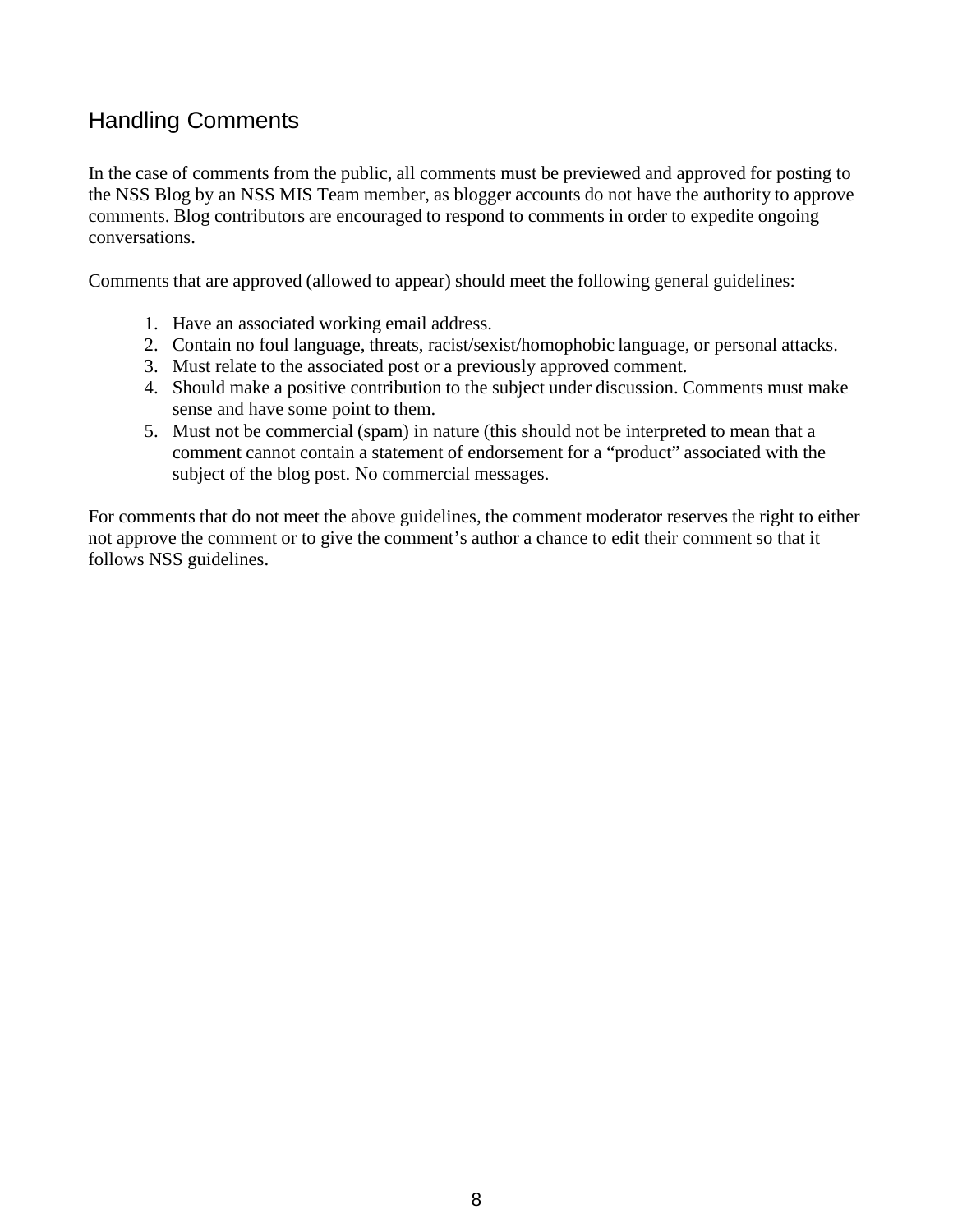## Handling Comments

In the case of comments from the public, all comments must be previewed and approved for posting to the NSS Blog by an NSS MIS Team member, as blogger accounts do not have the authority to approve comments. Blog contributors are encouraged to respond to comments in order to expedite ongoing conversations.

Comments that are approved (allowed to appear) should meet the following general guidelines:

1. Have an associated working email address.
2. Contain no foul language, threats, racist/sexist/homophobic language, or personal attacks.
3. Must relate to the associated post or a previously approved comment.
4. Should make a positive contribution to the subject under discussion. Comments must make sense and have some point to them.
5. Must not be commercial (spam) in nature (this should not be interpreted to mean that a comment cannot contain a statement of endorsement for a "product" associated with the subject of the blog post. No commercial messages.

For comments that do not meet the above guidelines, the comment moderator reserves the right to either not approve the comment or to give the comment's author a chance to edit their comment so that it follows NSS guidelines.